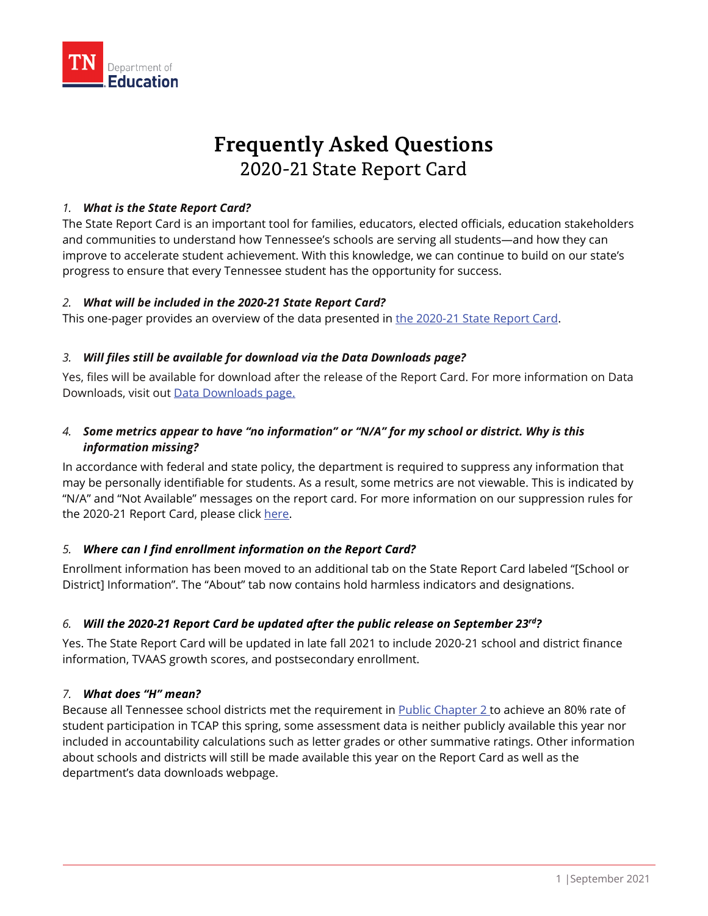# Frequently Asked Questions

## 2020-21 State Report Card

1. ***What is the State Report Card?***

The State Report Card is an important tool for families, educators, elected officials, education stakeholders and communities to understand how Tennessee's schools are serving all students—and how they can improve to accelerate student achievement. With this knowledge, we can continue to build on our state's progress to ensure that every Tennessee student has the opportunity for success.

2. ***What will be included in the 2020-21 State Report Card?***

This one-pager provides an overview of the data presented in the 2020-21 State Report Card.

3. ***Will files still be available for download via the Data Downloads page?***

Yes, files will be available for download after the release of the Report Card. For more information on Data Downloads, visit out Data Downloads page.

4. ***Some metrics appear to have "no information" or "N/A" for my school or district. Why is this information missing?***

In accordance with federal and state policy, the department is required to suppress any information that may be personally identifiable for students. As a result, some metrics are not viewable. This is indicated by "N/A" and "Not Available" messages on the report card. For more information on our suppression rules for the 2020-21 Report Card, please click here.

5. ***Where can I find enrollment information on the Report Card?***

Enrollment information has been moved to an additional tab on the State Report Card labeled "[School or District] Information". The "About" tab now contains hold harmless indicators and designations.

6. ***Will the 2020-21 Report Card be updated after the public release on September 23rd?***

Yes. The State Report Card will be updated in late fall 2021 to include 2020-21 school and district finance information, TVAAS growth scores, and postsecondary enrollment.

7. ***What does "H" mean?***

Because all Tennessee school districts met the requirement in Public Chapter 2 to achieve an 80% rate of student participation in TCAP this spring, some assessment data is neither publicly available this year nor included in accountability calculations such as letter grades or other summative ratings. Other information about schools and districts will still be made available this year on the Report Card as well as the department's data downloads webpage.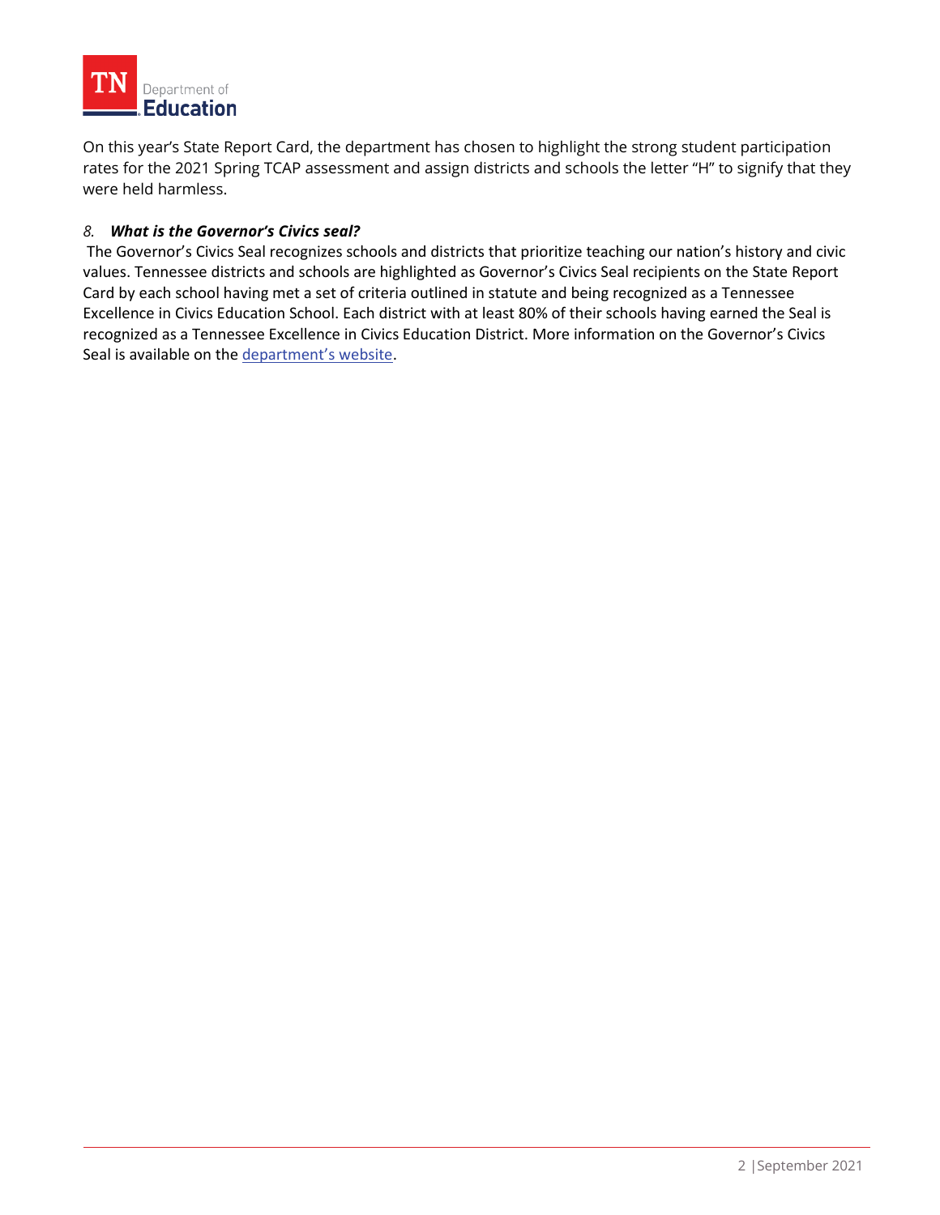On this year's State Report Card, the department has chosen to highlight the strong student participation rates for the 2021 Spring TCAP assessment and assign districts and schools the letter "H" to signify that they were held harmless.

8. ***What is the Governor's Civics seal?***

The Governor's Civics Seal recognizes schools and districts that prioritize teaching our nation's history and civic values. Tennessee districts and schools are highlighted as Governor's Civics Seal recipients on the State Report Card by each school having met a set of criteria outlined in statute and being recognized as a Tennessee Excellence in Civics Education School. Each district with at least 80% of their schools having earned the Seal is recognized as a Tennessee Excellence in Civics Education District. More information on the Governor's Civics Seal is available on the department's website.